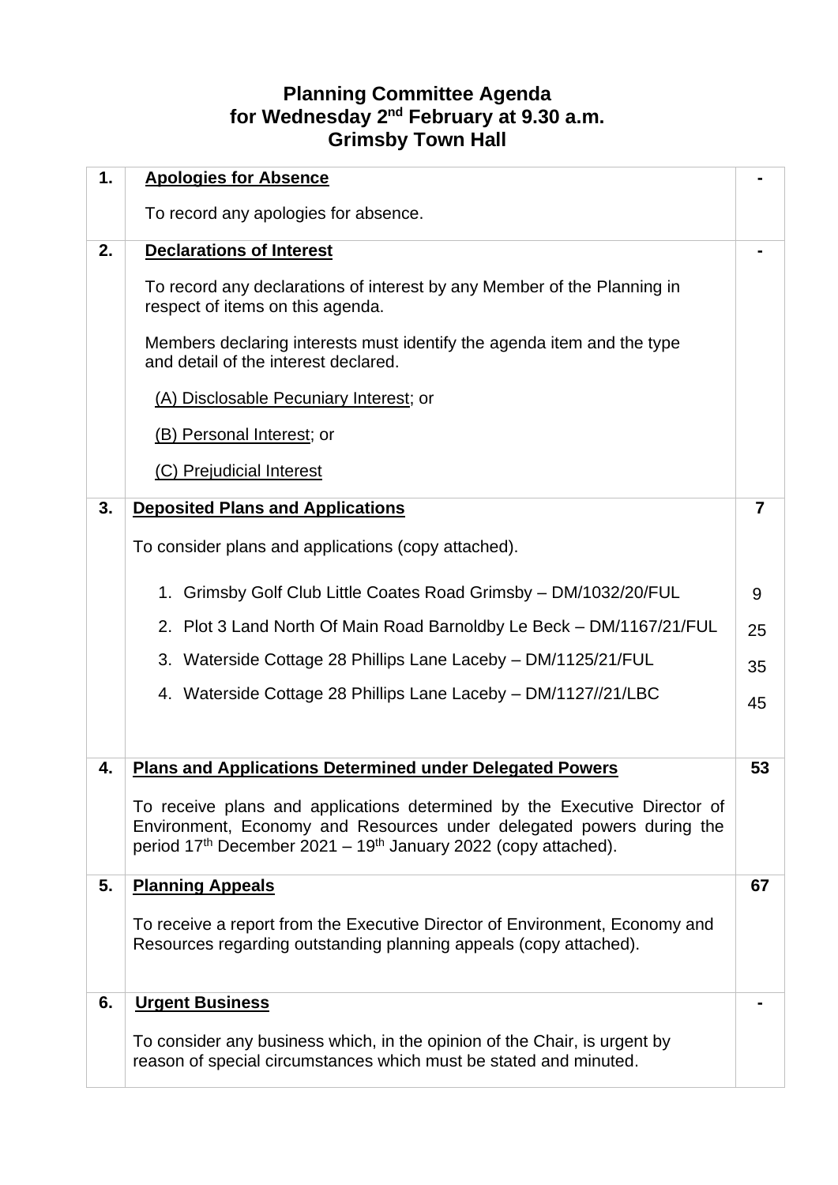# Planning Committee Agenda
## for Wednesday 2nd February at 9.30 a.m.
## Grimsby Town Hall

| | | |
|---|---|---|
| **1.** | **Apologies for Absence**<br><br>To record any apologies for absence. | **-** |
| **2.** | **Declarations of Interest**<br><br>To record any declarations of interest by any Member of the Planning in respect of items on this agenda.<br><br>Members declaring interests must identify the agenda item and the type and detail of the interest declared.<br><br>(A) Disclosable Pecuniary Interest; or<br><br>(B) Personal Interest; or<br><br>(C) Prejudicial Interest | **-** |
| **3.** | **Deposited Plans and Applications**<br><br>To consider plans and applications (copy attached).<br><br>1. Grimsby Golf Club Little Coates Road Grimsby – DM/1032/20/FUL<br>2. Plot 3 Land North Of Main Road Barnoldby Le Beck – DM/1167/21/FUL<br>3. Waterside Cottage 28 Phillips Lane Laceby – DM/1125/21/FUL<br>4. Waterside Cottage 28 Phillips Lane Laceby – DM/1127//21/LBC | **7**<br><br><br>9<br>25<br>35<br>45 |
| **4.** | **Plans and Applications Determined under Delegated Powers**<br><br>To receive plans and applications determined by the Executive Director of Environment, Economy and Resources under delegated powers during the period 17th December 2021 – 19th January 2022 (copy attached). | **53** |
| **5.** | **Planning Appeals**<br><br>To receive a report from the Executive Director of Environment, Economy and Resources regarding outstanding planning appeals (copy attached). | **67** |
| **6.** | **Urgent Business**<br><br>To consider any business which, in the opinion of the Chair, is urgent by reason of special circumstances which must be stated and minuted. | **-** |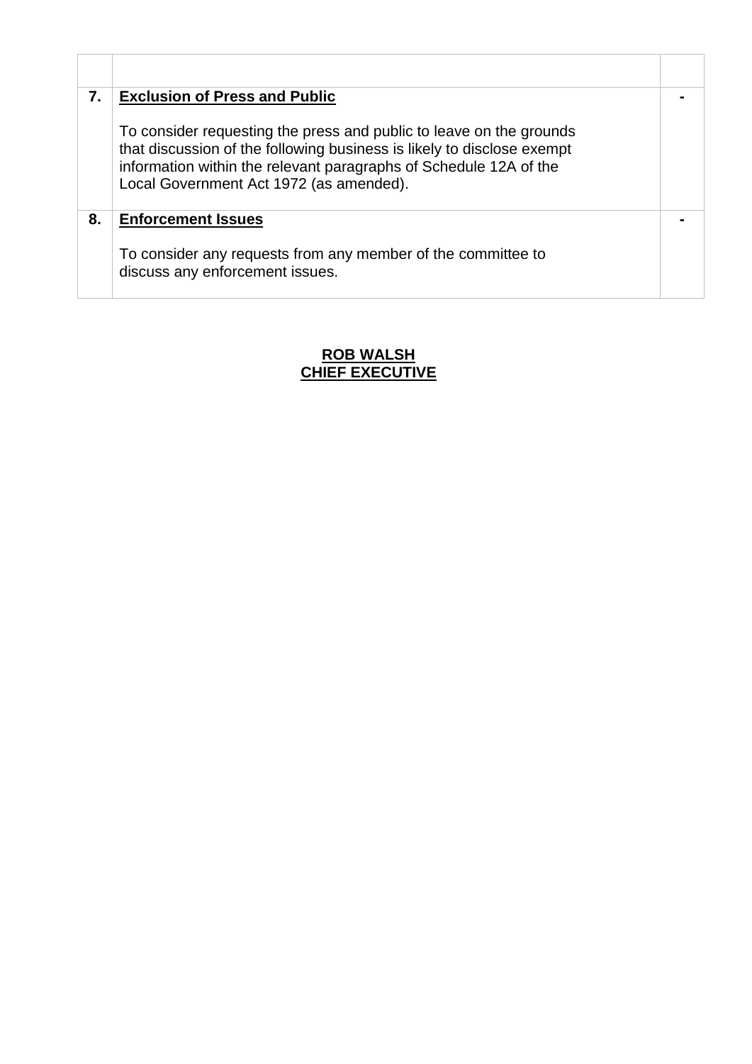| | | |
|---|---|---|
| | | |
| **7.** | **Exclusion of Press and Public**<br><br>To consider requesting the press and public to leave on the grounds that discussion of the following business is likely to disclose exempt information within the relevant paragraphs of Schedule 12A of the Local Government Act 1972 (as amended). | **-** |
| **8.** | **Enforcement Issues**<br><br>To consider any requests from any member of the committee to discuss any enforcement issues. | **-** |

**ROB WALSH**
**CHIEF EXECUTIVE**